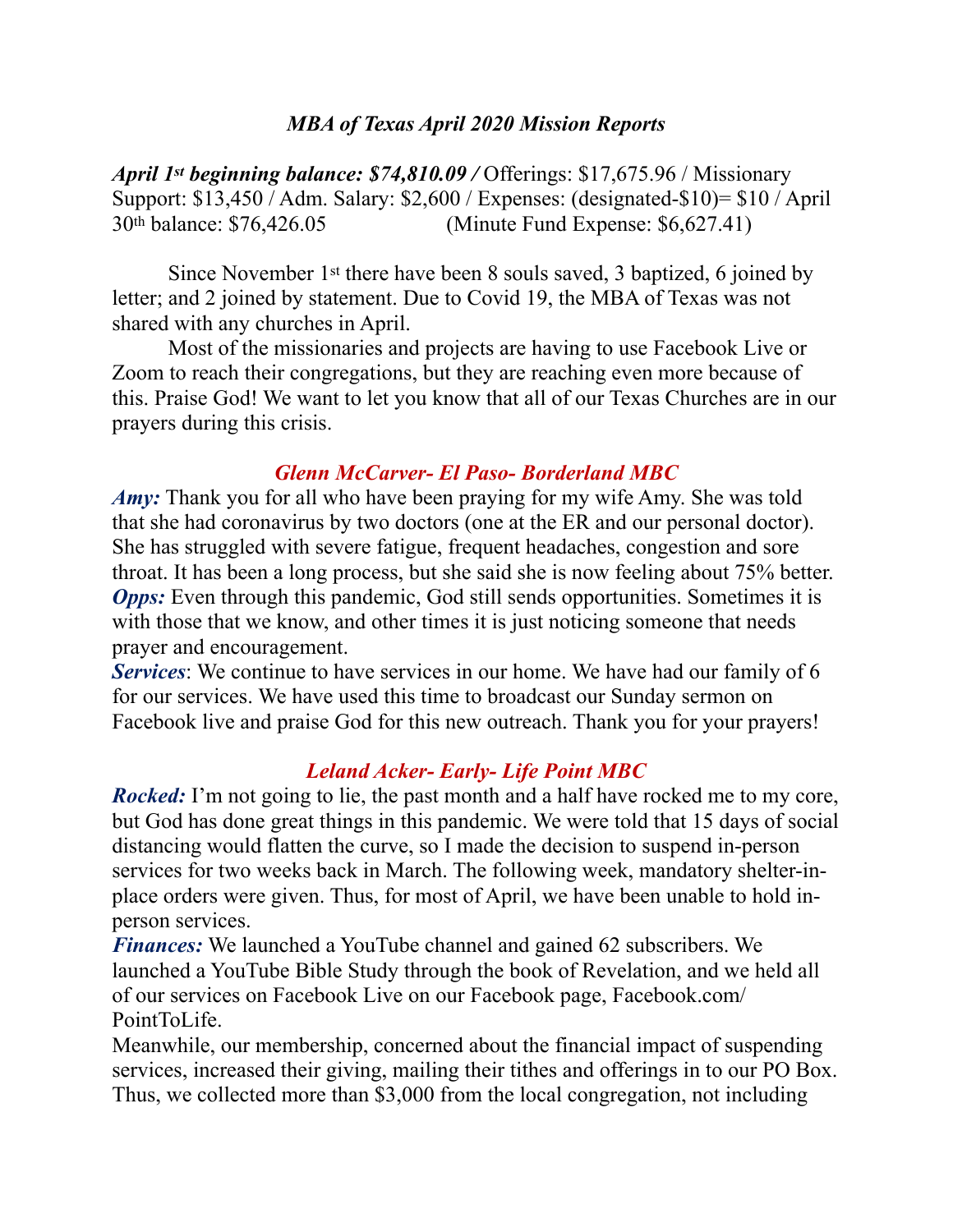## *MBA of Texas April 2020 Mission Reports*

***April 1st beginning balance: $74,810.09 /*** Offerings: $17,675.96 / Missionary Support: $13,450 / Adm. Salary: $2,600 / Expenses: (designated-$10)= $10 / April 30th balance: $76,426.05 (Minute Fund Expense: $6,627.41)

Since November 1st there have been 8 souls saved, 3 baptized, 6 joined by letter; and 2 joined by statement. Due to Covid 19, the MBA of Texas was not shared with any churches in April.

Most of the missionaries and projects are having to use Facebook Live or Zoom to reach their congregations, but they are reaching even more because of this. Praise God! We want to let you know that all of our Texas Churches are in our prayers during this crisis.

### *Glenn McCarver- El Paso- Borderland MBC*

***Amy:*** Thank you for all who have been praying for my wife Amy. She was told that she had coronavirus by two doctors (one at the ER and our personal doctor). She has struggled with severe fatigue, frequent headaches, congestion and sore throat. It has been a long process, but she said she is now feeling about 75% better.

***Opps:*** Even through this pandemic, God still sends opportunities. Sometimes it is with those that we know, and other times it is just noticing someone that needs prayer and encouragement.

***Services***: We continue to have services in our home. We have had our family of 6 for our services. We have used this time to broadcast our Sunday sermon on Facebook live and praise God for this new outreach. Thank you for your prayers!

### *Leland Acker- Early- Life Point MBC*

***Rocked:*** I'm not going to lie, the past month and a half have rocked me to my core, but God has done great things in this pandemic. We were told that 15 days of social distancing would flatten the curve, so I made the decision to suspend in-person services for two weeks back in March. The following week, mandatory shelter-in-place orders were given. Thus, for most of April, we have been unable to hold in-person services.

***Finances:*** We launched a YouTube channel and gained 62 subscribers. We launched a YouTube Bible Study through the book of Revelation, and we held all of our services on Facebook Live on our Facebook page, Facebook.com/PointToLife.

Meanwhile, our membership, concerned about the financial impact of suspending services, increased their giving, mailing their tithes and offerings in to our PO Box. Thus, we collected more than $3,000 from the local congregation, not including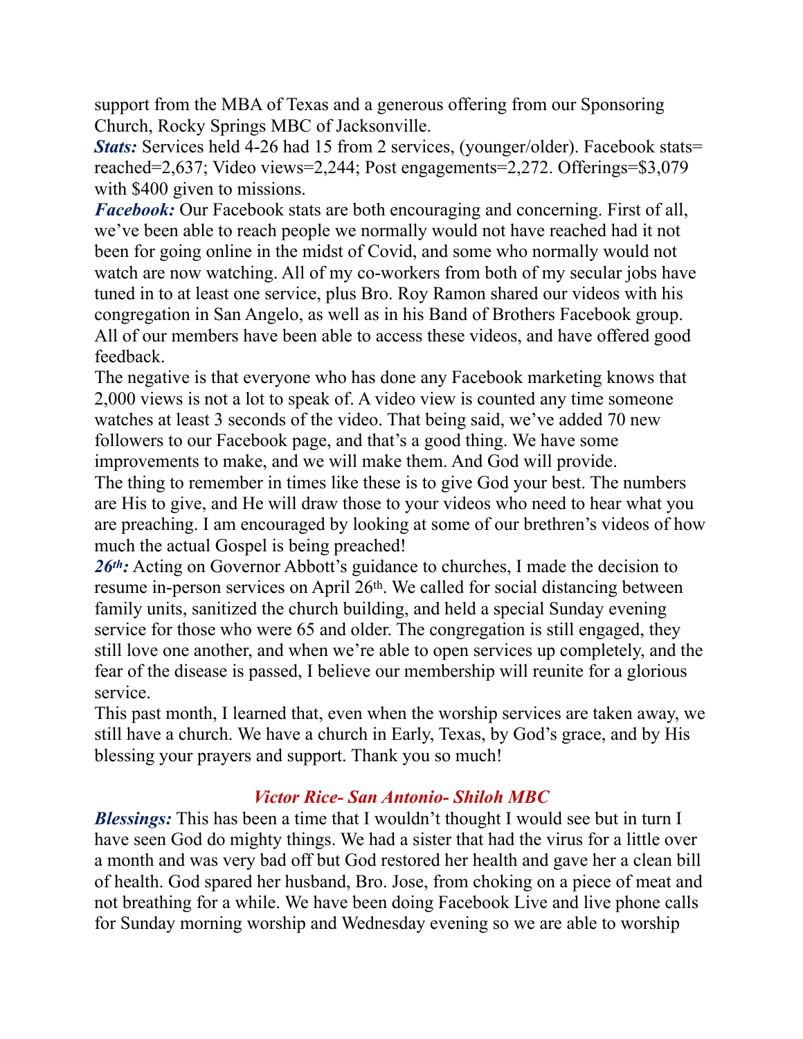support from the MBA of Texas and a generous offering from our Sponsoring Church, Rocky Springs MBC of Jacksonville.

***Stats:*** Services held 4-26 had 15 from 2 services, (younger/older). Facebook stats= reached=2,637; Video views=2,244; Post engagements=2,272. Offerings=$3,079 with $400 given to missions.

***Facebook:*** Our Facebook stats are both encouraging and concerning. First of all, we've been able to reach people we normally would not have reached had it not been for going online in the midst of Covid, and some who normally would not watch are now watching. All of my co-workers from both of my secular jobs have tuned in to at least one service, plus Bro. Roy Ramon shared our videos with his congregation in San Angelo, as well as in his Band of Brothers Facebook group. All of our members have been able to access these videos, and have offered good feedback.

The negative is that everyone who has done any Facebook marketing knows that 2,000 views is not a lot to speak of. A video view is counted any time someone watches at least 3 seconds of the video. That being said, we've added 70 new followers to our Facebook page, and that's a good thing. We have some improvements to make, and we will make them. And God will provide.

The thing to remember in times like these is to give God your best. The numbers are His to give, and He will draw those to your videos who need to hear what you are preaching. I am encouraged by looking at some of our brethren's videos of how much the actual Gospel is being preached!

***26th:*** Acting on Governor Abbott's guidance to churches, I made the decision to resume in-person services on April 26th. We called for social distancing between family units, sanitized the church building, and held a special Sunday evening service for those who were 65 and older. The congregation is still engaged, they still love one another, and when we're able to open services up completely, and the fear of the disease is passed, I believe our membership will reunite for a glorious service.

This past month, I learned that, even when the worship services are taken away, we still have a church. We have a church in Early, Texas, by God's grace, and by His blessing your prayers and support. Thank you so much!

### *Victor Rice- San Antonio- Shiloh MBC*

***Blessings:*** This has been a time that I wouldn't thought I would see but in turn I have seen God do mighty things. We had a sister that had the virus for a little over a month and was very bad off but God restored her health and gave her a clean bill of health. God spared her husband, Bro. Jose, from choking on a piece of meat and not breathing for a while. We have been doing Facebook Live and live phone calls for Sunday morning worship and Wednesday evening so we are able to worship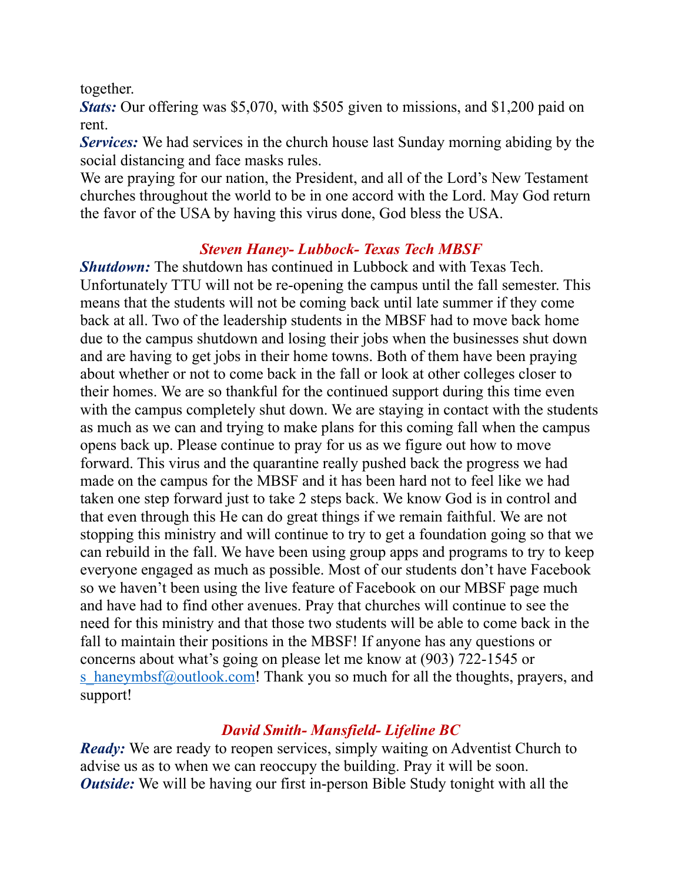together.

***Stats:*** Our offering was $5,070, with $505 given to missions, and $1,200 paid on rent.

***Services:*** We had services in the church house last Sunday morning abiding by the social distancing and face masks rules.

We are praying for our nation, the President, and all of the Lord's New Testament churches throughout the world to be in one accord with the Lord. May God return the favor of the USA by having this virus done, God bless the USA.

### *Steven Haney- Lubbock- Texas Tech MBSF*

***Shutdown:*** The shutdown has continued in Lubbock and with Texas Tech. Unfortunately TTU will not be re-opening the campus until the fall semester. This means that the students will not be coming back until late summer if they come back at all. Two of the leadership students in the MBSF had to move back home due to the campus shutdown and losing their jobs when the businesses shut down and are having to get jobs in their home towns. Both of them have been praying about whether or not to come back in the fall or look at other colleges closer to their homes. We are so thankful for the continued support during this time even with the campus completely shut down. We are staying in contact with the students as much as we can and trying to make plans for this coming fall when the campus opens back up. Please continue to pray for us as we figure out how to move forward. This virus and the quarantine really pushed back the progress we had made on the campus for the MBSF and it has been hard not to feel like we had taken one step forward just to take 2 steps back. We know God is in control and that even through this He can do great things if we remain faithful. We are not stopping this ministry and will continue to try to get a foundation going so that we can rebuild in the fall. We have been using group apps and programs to try to keep everyone engaged as much as possible. Most of our students don't have Facebook so we haven't been using the live feature of Facebook on our MBSF page much and have had to find other avenues. Pray that churches will continue to see the need for this ministry and that those two students will be able to come back in the fall to maintain their positions in the MBSF! If anyone has any questions or concerns about what's going on please let me know at (903) 722-1545 or s_haneymbsf@outlook.com! Thank you so much for all the thoughts, prayers, and support!

### *David Smith- Mansfield- Lifeline BC*

***Ready:*** We are ready to reopen services, simply waiting on Adventist Church to advise us as to when we can reoccupy the building. Pray it will be soon.

***Outside:*** We will be having our first in-person Bible Study tonight with all the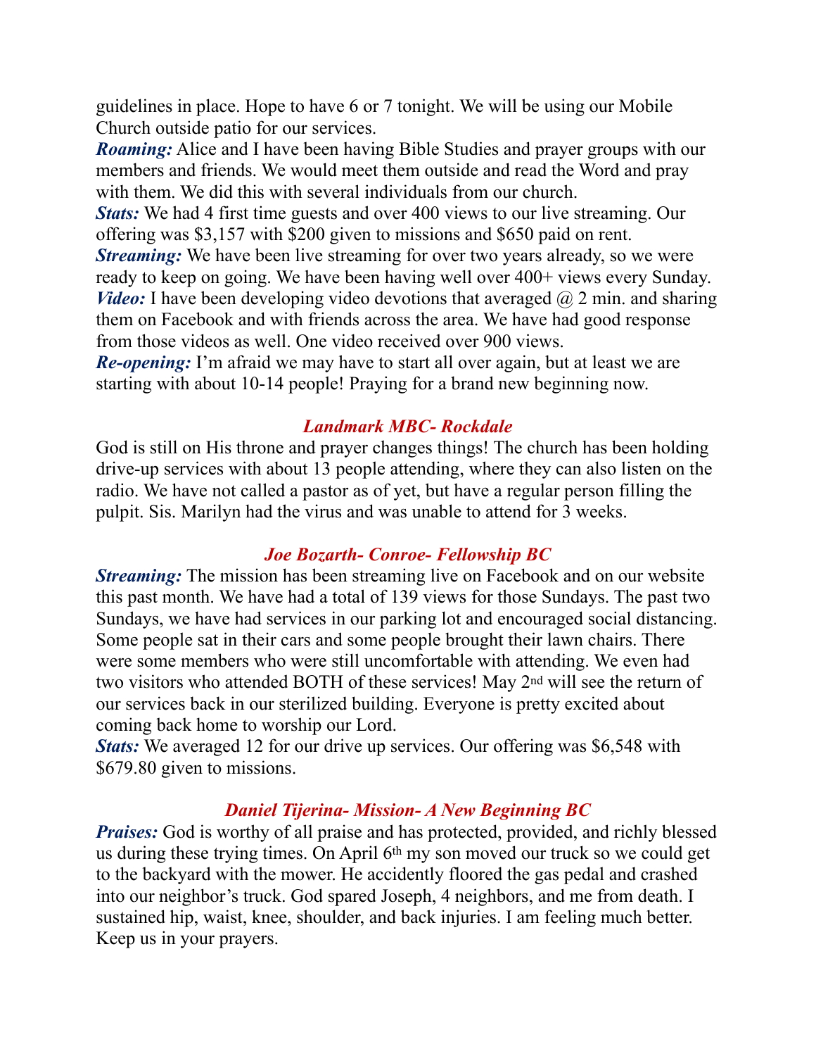guidelines in place. Hope to have 6 or 7 tonight. We will be using our Mobile Church outside patio for our services.

***Roaming:*** Alice and I have been having Bible Studies and prayer groups with our members and friends. We would meet them outside and read the Word and pray with them. We did this with several individuals from our church.

***Stats:*** We had 4 first time guests and over 400 views to our live streaming. Our offering was $3,157 with $200 given to missions and $650 paid on rent.

***Streaming:*** We have been live streaming for over two years already, so we were ready to keep on going. We have been having well over 400+ views every Sunday.

***Video:*** I have been developing video devotions that averaged @ 2 min. and sharing them on Facebook and with friends across the area. We have had good response from those videos as well. One video received over 900 views.

***Re-opening:*** I'm afraid we may have to start all over again, but at least we are starting with about 10-14 people! Praying for a brand new beginning now.

### *Landmark MBC- Rockdale*

God is still on His throne and prayer changes things! The church has been holding drive-up services with about 13 people attending, where they can also listen on the radio. We have not called a pastor as of yet, but have a regular person filling the pulpit. Sis. Marilyn had the virus and was unable to attend for 3 weeks.

### *Joe Bozarth- Conroe- Fellowship BC*

***Streaming:*** The mission has been streaming live on Facebook and on our website this past month. We have had a total of 139 views for those Sundays. The past two Sundays, we have had services in our parking lot and encouraged social distancing. Some people sat in their cars and some people brought their lawn chairs. There were some members who were still uncomfortable with attending. We even had two visitors who attended BOTH of these services! May 2nd will see the return of our services back in our sterilized building. Everyone is pretty excited about coming back home to worship our Lord.

***Stats:*** We averaged 12 for our drive up services. Our offering was $6,548 with $679.80 given to missions.

### *Daniel Tijerina- Mission- A New Beginning BC*

***Praises:*** God is worthy of all praise and has protected, provided, and richly blessed us during these trying times. On April 6th my son moved our truck so we could get to the backyard with the mower. He accidently floored the gas pedal and crashed into our neighbor's truck. God spared Joseph, 4 neighbors, and me from death. I sustained hip, waist, knee, shoulder, and back injuries. I am feeling much better. Keep us in your prayers.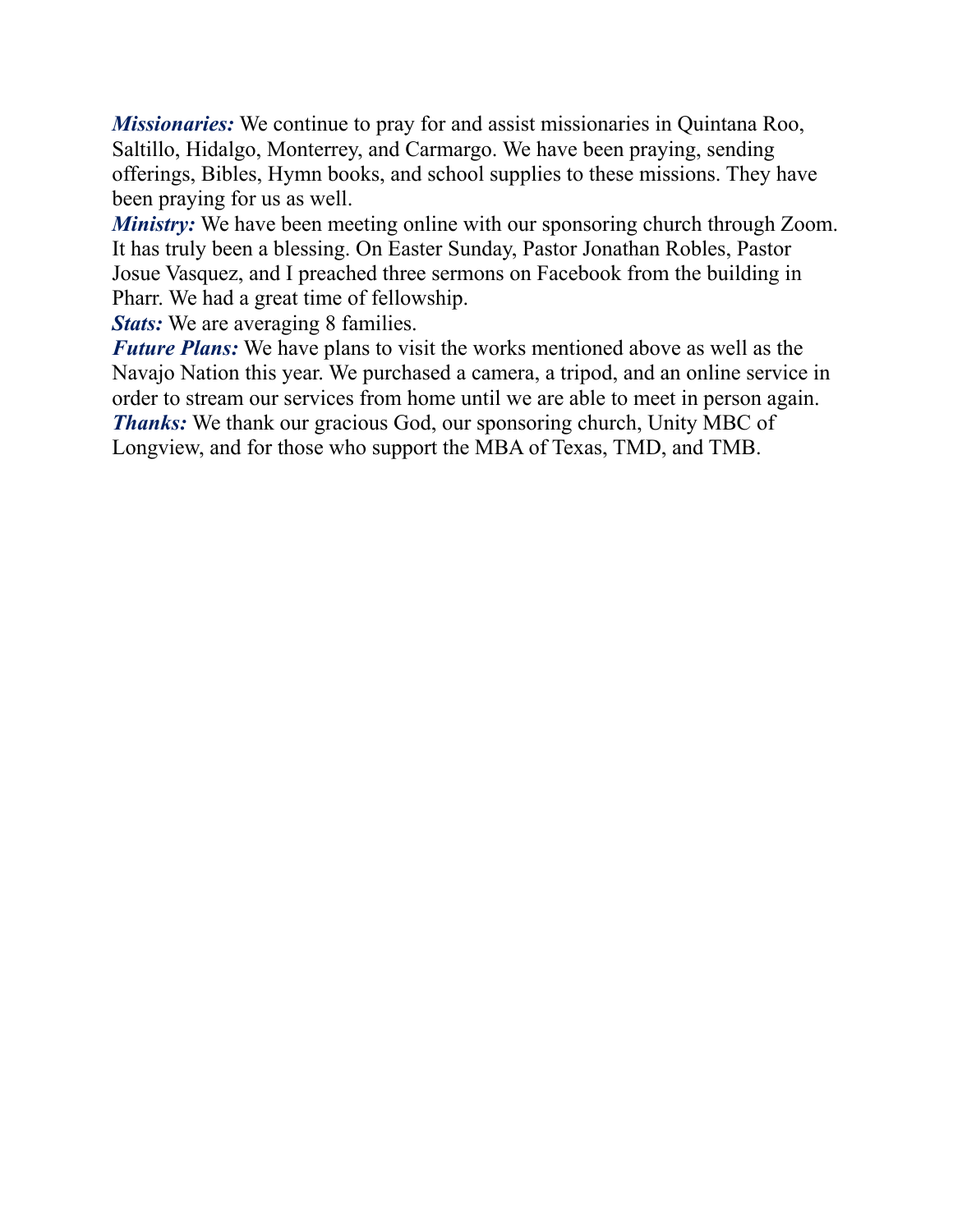***Missionaries:*** We continue to pray for and assist missionaries in Quintana Roo, Saltillo, Hidalgo, Monterrey, and Carmargo. We have been praying, sending offerings, Bibles, Hymn books, and school supplies to these missions. They have been praying for us as well.

***Ministry:*** We have been meeting online with our sponsoring church through Zoom. It has truly been a blessing. On Easter Sunday, Pastor Jonathan Robles, Pastor Josue Vasquez, and I preached three sermons on Facebook from the building in Pharr. We had a great time of fellowship.

***Stats:*** We are averaging 8 families.

***Future Plans:*** We have plans to visit the works mentioned above as well as the Navajo Nation this year. We purchased a camera, a tripod, and an online service in order to stream our services from home until we are able to meet in person again.

***Thanks:*** We thank our gracious God, our sponsoring church, Unity MBC of Longview, and for those who support the MBA of Texas, TMD, and TMB.